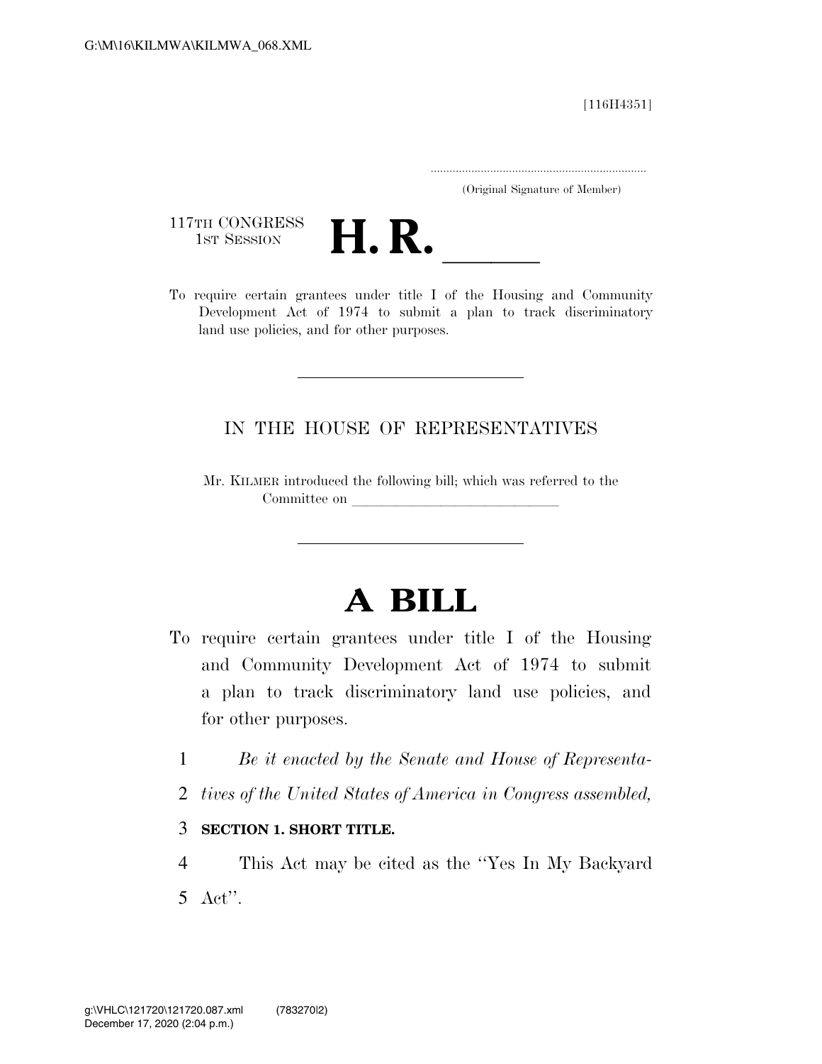[116H4351]

.....................................................................
(Original Signature of Member)

117TH CONGRESS
1ST SESSION

# H. R. \_\_\_\_\_\_

To require certain grantees under title I of the Housing and Community Development Act of 1974 to submit a plan to track discriminatory land use policies, and for other purposes.

---

IN THE HOUSE OF REPRESENTATIVES

Mr. KILMER introduced the following bill; which was referred to the Committee on \_\_\_\_\_\_\_\_\_\_\_\_\_\_\_\_\_\_\_\_\_\_\_\_\_\_\_\_\_\_

---

# A BILL

To require certain grantees under title I of the Housing and Community Development Act of 1974 to submit a plan to track discriminatory land use policies, and for other purposes.

1 *Be it enacted by the Senate and House of Representa-*
2 *tives of the United States of America in Congress assembled,*

3 **SECTION 1. SHORT TITLE.**

4 This Act may be cited as the ''Yes In My Backyard
5 Act''.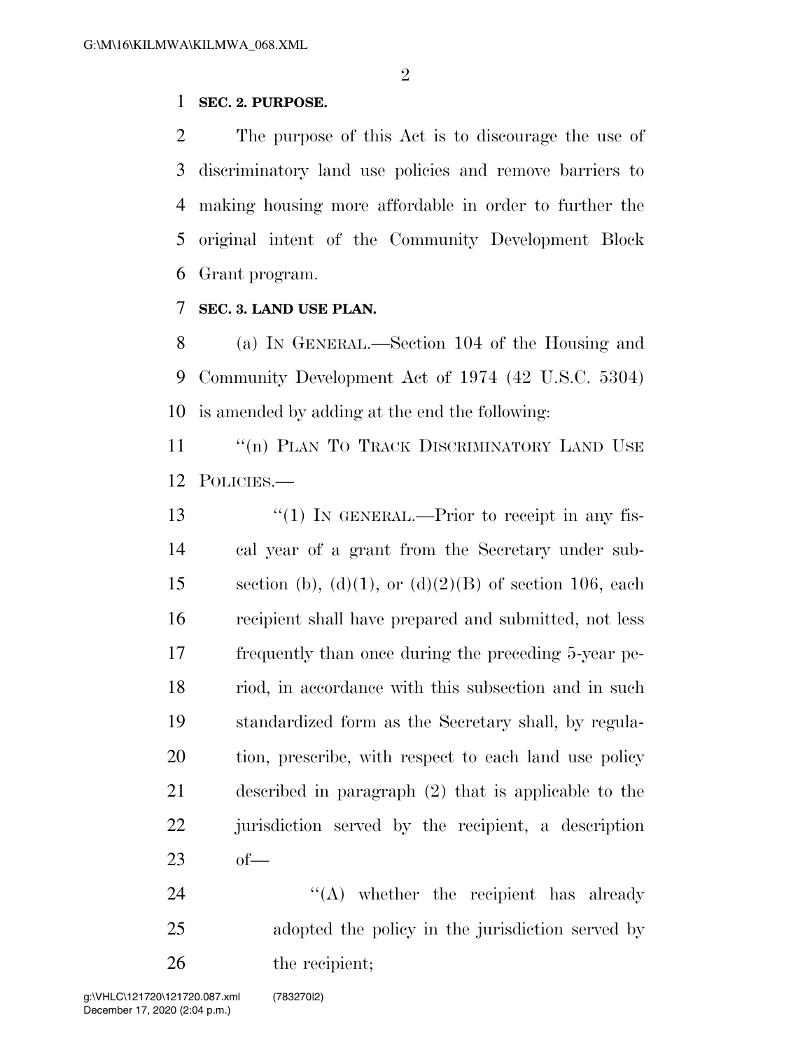**SEC. 2. PURPOSE.**

The purpose of this Act is to discourage the use of discriminatory land use policies and remove barriers to making housing more affordable in order to further the original intent of the Community Development Block Grant program.

**SEC. 3. LAND USE PLAN.**

(a) IN GENERAL.—Section 104 of the Housing and Community Development Act of 1974 (42 U.S.C. 5304) is amended by adding at the end the following:

"(n) PLAN TO TRACK DISCRIMINATORY LAND USE POLICIES.—

"(1) IN GENERAL.—Prior to receipt in any fiscal year of a grant from the Secretary under subsection (b), (d)(1), or (d)(2)(B) of section 106, each recipient shall have prepared and submitted, not less frequently than once during the preceding 5-year period, in accordance with this subsection and in such standardized form as the Secretary shall, by regulation, prescribe, with respect to each land use policy described in paragraph (2) that is applicable to the jurisdiction served by the recipient, a description of—

"(A) whether the recipient has already adopted the policy in the jurisdiction served by the recipient;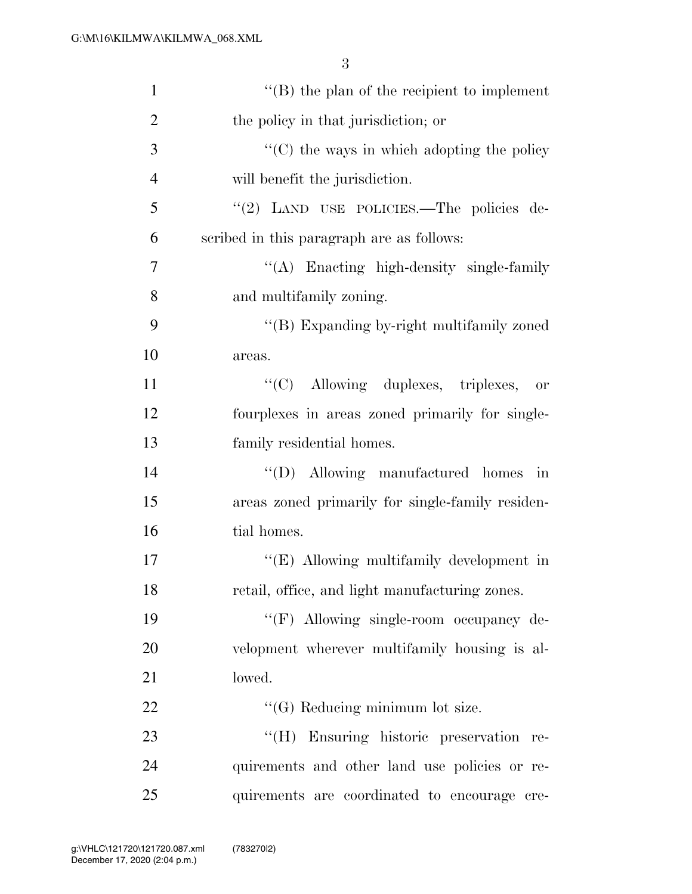''(B) the plan of the recipient to implement the policy in that jurisdiction; or

''(C) the ways in which adopting the policy will benefit the jurisdiction.

''(2) LAND USE POLICIES.—The policies described in this paragraph are as follows:

''(A) Enacting high-density single-family and multifamily zoning.

''(B) Expanding by-right multifamily zoned areas.

''(C) Allowing duplexes, triplexes, or fourplexes in areas zoned primarily for single-family residential homes.

''(D) Allowing manufactured homes in areas zoned primarily for single-family residential homes.

''(E) Allowing multifamily development in retail, office, and light manufacturing zones.

''(F) Allowing single-room occupancy development wherever multifamily housing is allowed.

''(G) Reducing minimum lot size.

''(H) Ensuring historic preservation requirements and other land use policies or requirements are coordinated to encourage cre-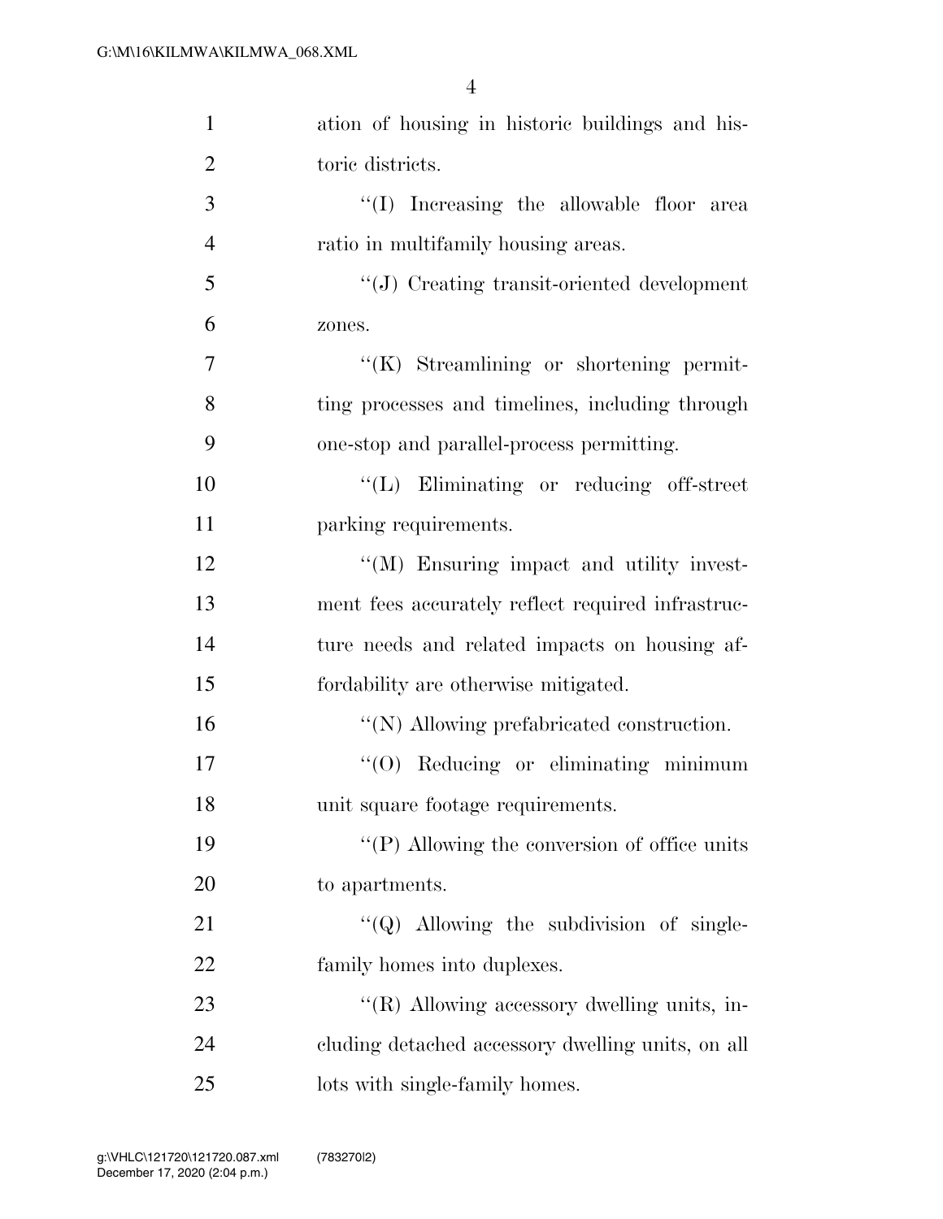ation of housing in historic buildings and historic districts.

''(I) Increasing the allowable floor area ratio in multifamily housing areas.

''(J) Creating transit-oriented development zones.

''(K) Streamlining or shortening permitting processes and timelines, including through one-stop and parallel-process permitting.

''(L) Eliminating or reducing off-street parking requirements.

''(M) Ensuring impact and utility investment fees accurately reflect required infrastructure needs and related impacts on housing affordability are otherwise mitigated.

''(N) Allowing prefabricated construction.

''(O) Reducing or eliminating minimum unit square footage requirements.

''(P) Allowing the conversion of office units to apartments.

''(Q) Allowing the subdivision of single-family homes into duplexes.

''(R) Allowing accessory dwelling units, including detached accessory dwelling units, on all lots with single-family homes.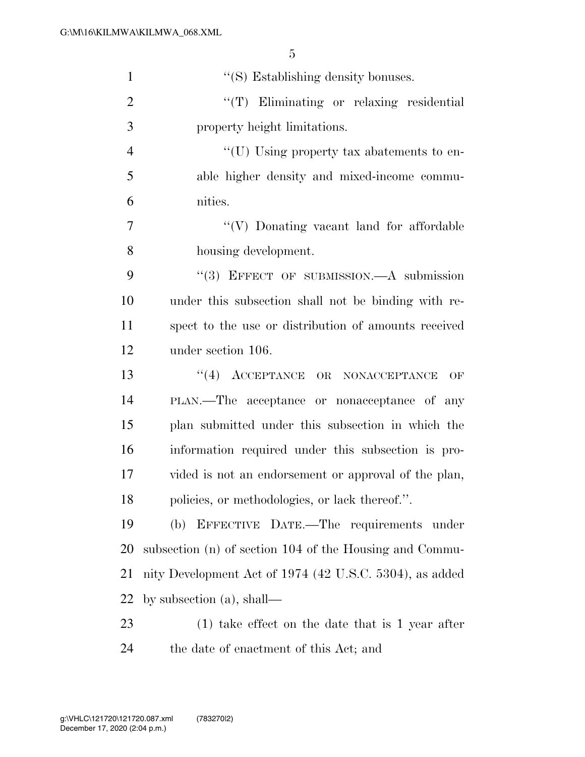''(S) Establishing density bonuses.

''(T) Eliminating or relaxing residential property height limitations.

''(U) Using property tax abatements to enable higher density and mixed-income communities.

''(V) Donating vacant land for affordable housing development.

''(3) EFFECT OF SUBMISSION.—A submission under this subsection shall not be binding with respect to the use or distribution of amounts received under section 106.

''(4) ACCEPTANCE OR NONACCEPTANCE OF PLAN.—The acceptance or nonacceptance of any plan submitted under this subsection in which the information required under this subsection is provided is not an endorsement or approval of the plan, policies, or methodologies, or lack thereof.''.

(b) EFFECTIVE DATE.—The requirements under subsection (n) of section 104 of the Housing and Community Development Act of 1974 (42 U.S.C. 5304), as added by subsection (a), shall—

(1) take effect on the date that is 1 year after the date of enactment of this Act; and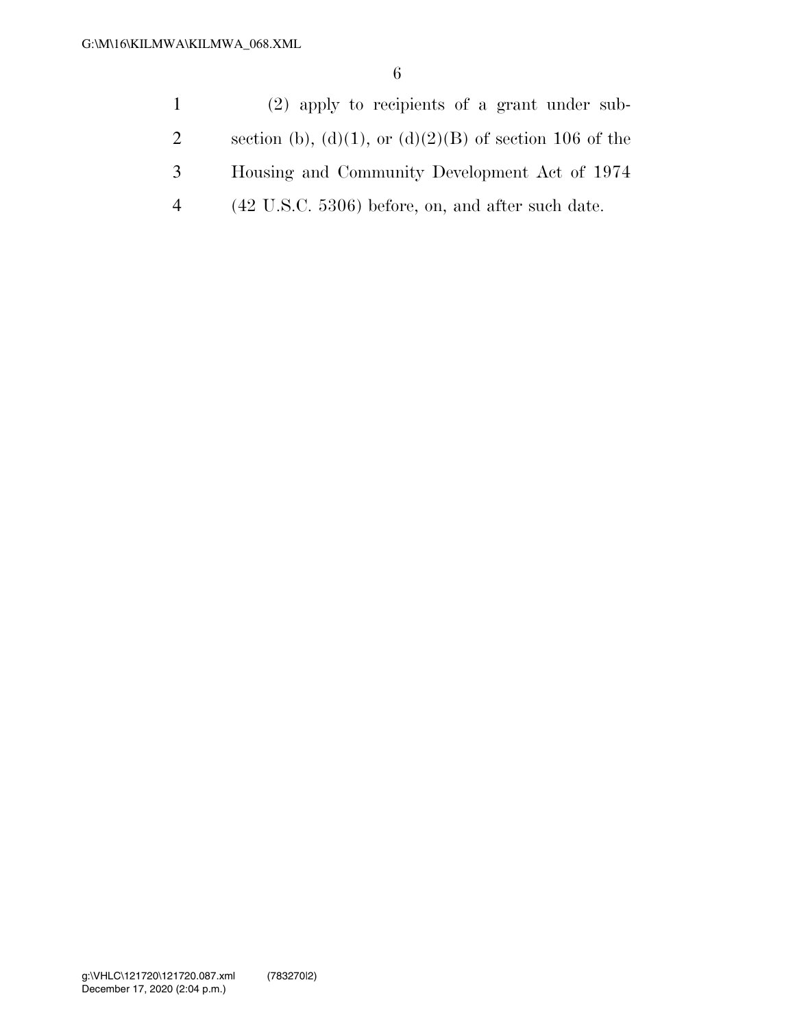(2) apply to recipients of a grant under subsection (b), (d)(1), or (d)(2)(B) of section 106 of the Housing and Community Development Act of 1974 (42 U.S.C. 5306) before, on, and after such date.